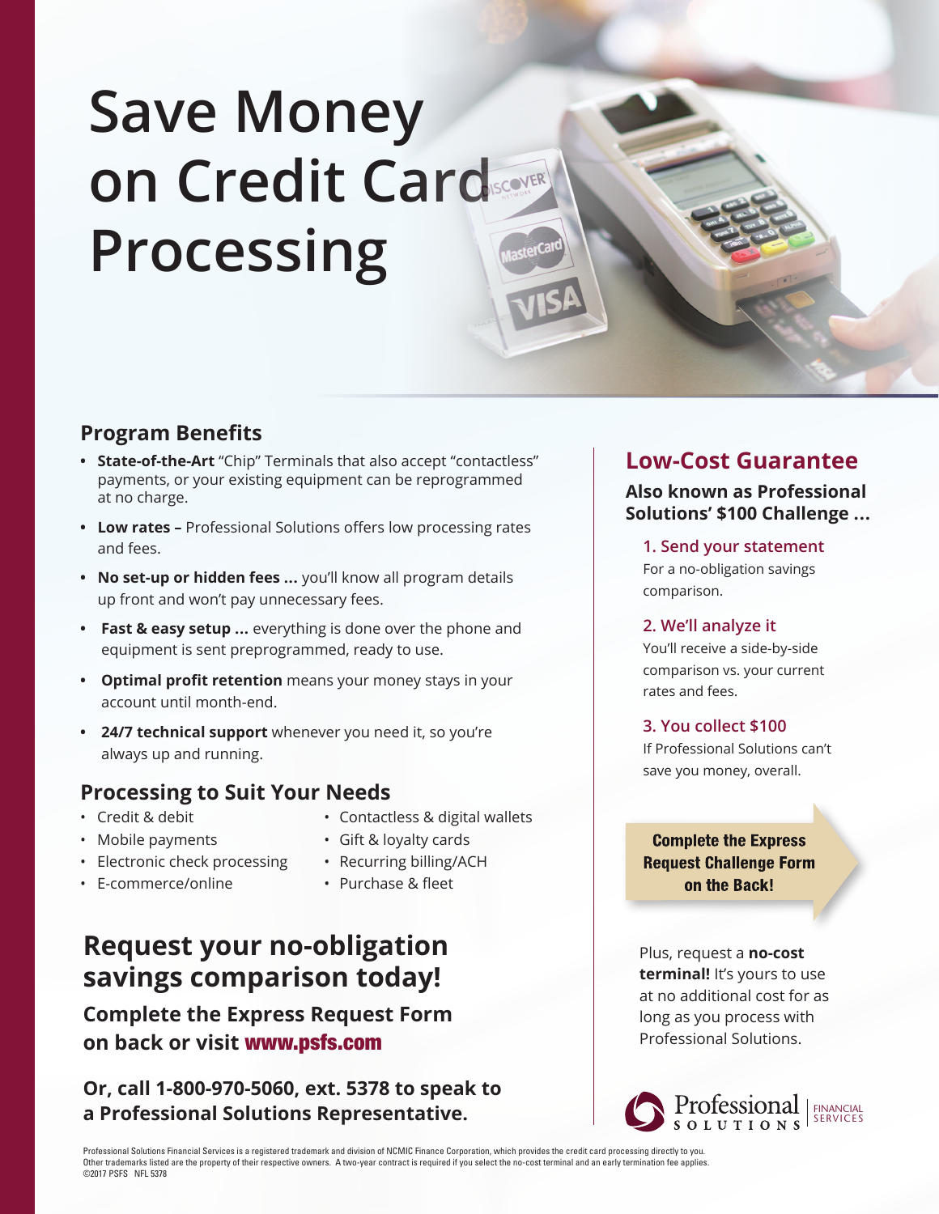# Save Money on Credit Card Processing

## Program Benefits

- **State-of-the-Art** "Chip" Terminals that also accept "contactless" payments, or your existing equipment can be reprogrammed at no charge.
- **Low rates –** Professional Solutions offers low processing rates and fees.
- **No set-up or hidden fees ...** you'll know all program details up front and won't pay unnecessary fees.
- **Fast & easy setup ...** everything is done over the phone and equipment is sent preprogrammed, ready to use.
- **Optimal profit retention** means your money stays in your account until month-end.
- **24/7 technical support** whenever you need it, so you're always up and running.

## Processing to Suit Your Needs

- Credit & debit
- Mobile payments
- Electronic check processing
- E-commerce/online
- Contactless & digital wallets
- Gift & loyalty cards
- Recurring billing/ACH
- Purchase & fleet

## Request your no-obligation savings comparison today!

### Complete the Express Request Form on back or visit www.psfs.com

### Or, call 1-800-970-5060, ext. 5378 to speak to a Professional Solutions Representative.

## Low-Cost Guarantee

### Also known as Professional Solutions' $100 Challenge ...

**1. Send your statement**
For a no-obligation savings comparison.

**2. We'll analyze it**
You'll receive a side-by-side comparison vs. your current rates and fees.

**3. You collect $100**
If Professional Solutions can't save you money, overall.

**Complete the Express Request Challenge Form on the Back!**

Plus, request a **no-cost terminal!** It's yours to use at no additional cost for as long as you process with Professional Solutions.

Professional SOLUTIONS | FINANCIAL SERVICES

Professional Solutions Financial Services is a registered trademark and division of NCMIC Finance Corporation, which provides the credit card processing directly to you. Other trademarks listed are the property of their respective owners. A two-year contract is required if you select the no-cost terminal and an early termination fee applies.
©2017 PSFS NFL 5378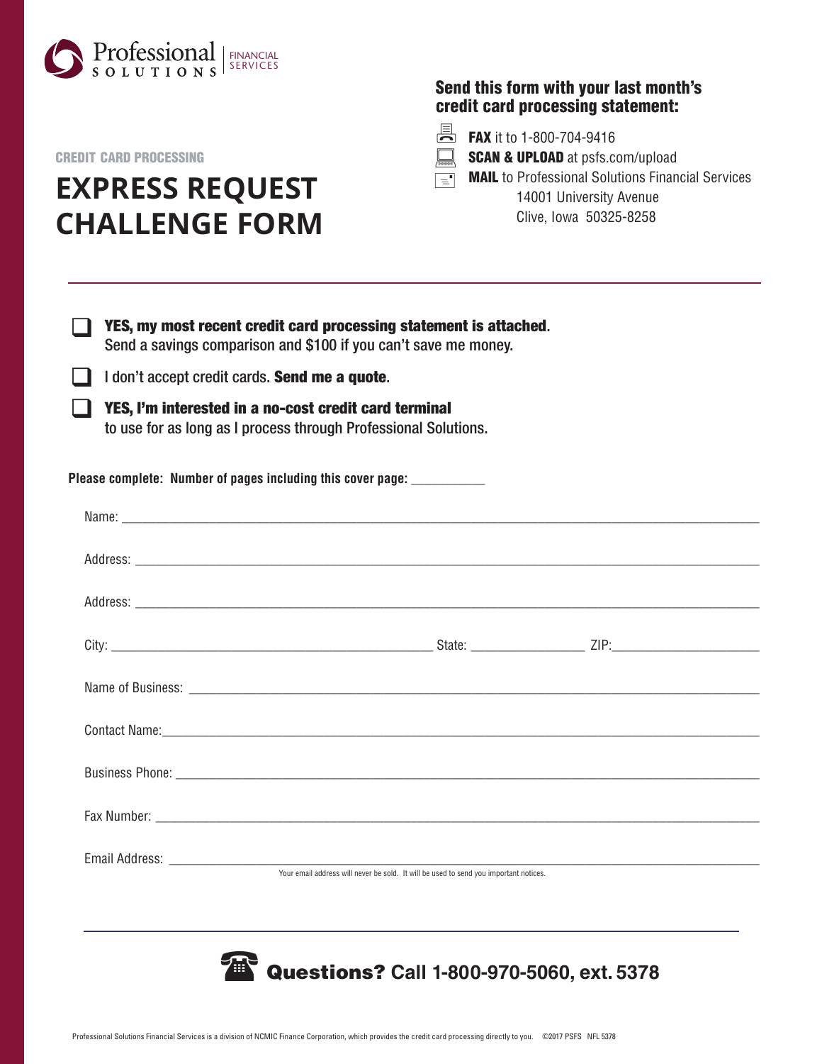Professional SOLUTIONS | FINANCIAL SERVICES

CREDIT CARD PROCESSING

# EXPRESS REQUEST CHALLENGE FORM

**Send this form with your last month's credit card processing statement:**

- **FAX** it to 1-800-704-9416
- **SCAN & UPLOAD** at psfs.com/upload
- **MAIL** to Professional Solutions Financial Services
  14001 University Avenue
  Clive, Iowa 50325-8258

---

- ☐ **YES, my most recent credit card processing statement is attached.**
  Send a savings comparison and $100 if you can't save me money.
- ☐ I don't accept credit cards. **Send me a quote.**
- ☐ **YES, I'm interested in a no-cost credit card terminal**
  to use for as long as I process through Professional Solutions.

**Please complete: Number of pages including this cover page:** ___________

Name: ______________________________

Address: ______________________________

Address: ______________________________

City: ____________________ State: ____________ ZIP: ____________

Name of Business: ______________________________

Contact Name: ______________________________

Business Phone: ______________________________

Fax Number: ______________________________

Email Address: ______________________________

Your email address will never be sold. It will be used to send you important notices.

---

**Questions? Call 1-800-970-5060, ext. 5378**

Professional Solutions Financial Services is a division of NCMIC Finance Corporation, which provides the credit card processing directly to you. ©2017 PSFS NFL 5378